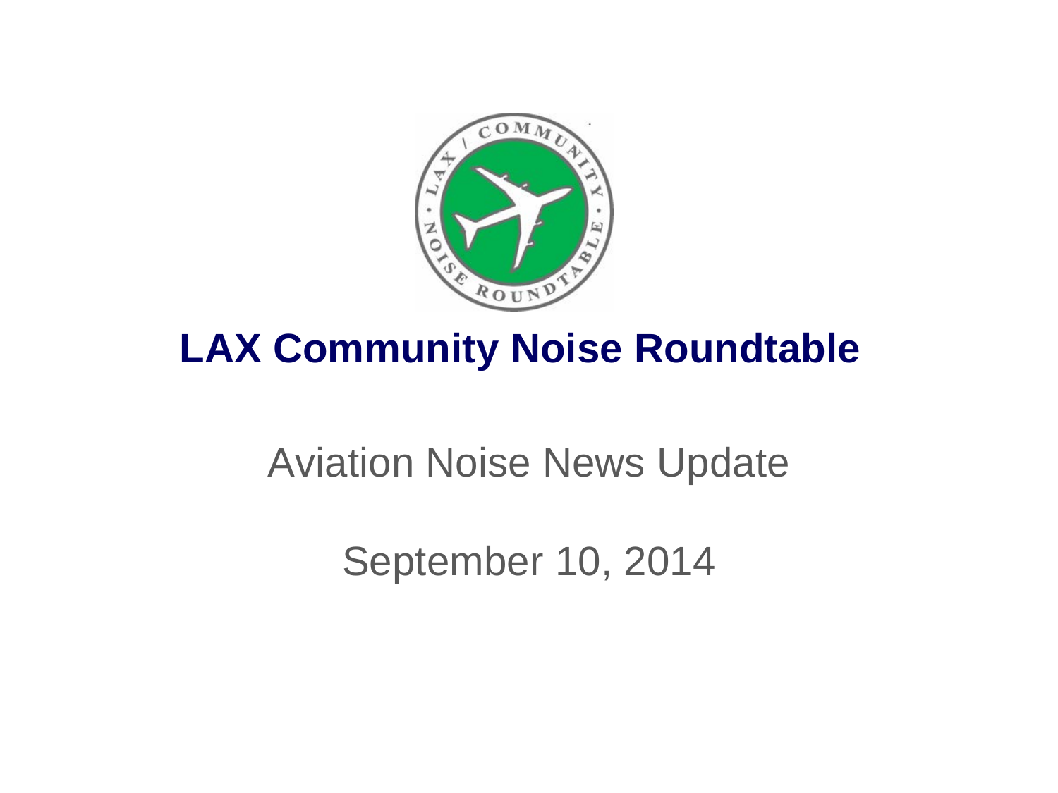# LAX Community Noise Roundtable

Aviation Noise News Update

September 10, 2014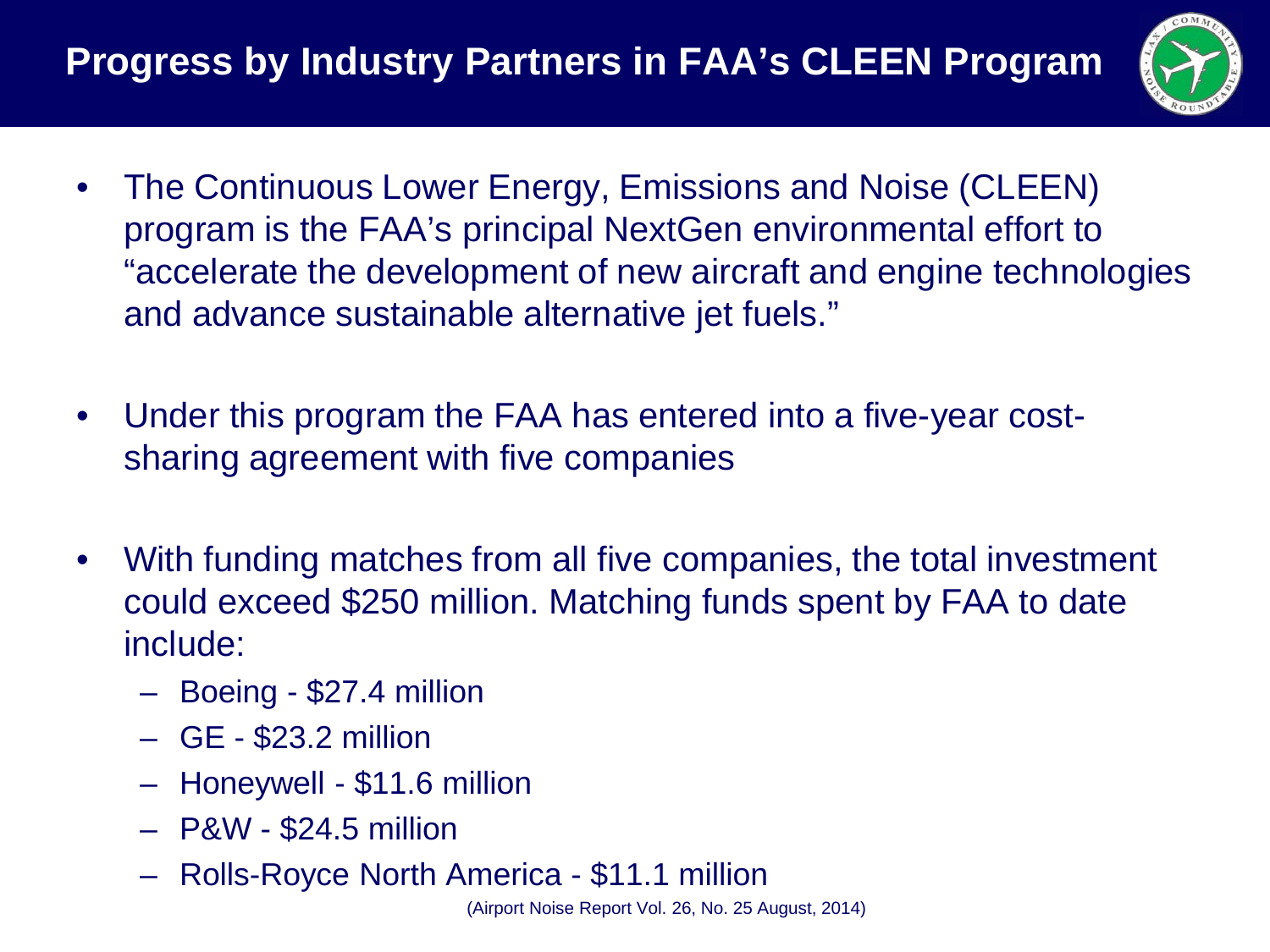# Progress by Industry Partners in FAA's CLEEN Program

- The Continuous Lower Energy, Emissions and Noise (CLEEN) program is the FAA's principal NextGen environmental effort to "accelerate the development of new aircraft and engine technologies and advance sustainable alternative jet fuels."
- Under this program the FAA has entered into a five-year cost-sharing agreement with five companies
- With funding matches from all five companies, the total investment could exceed $250 million. Matching funds spent by FAA to date include:
  - Boeing - $27.4 million
  - GE - $23.2 million
  - Honeywell - $11.6 million
  - P&W - $24.5 million
  - Rolls-Royce North America - $11.1 million

(Airport Noise Report Vol. 26, No. 25 August, 2014)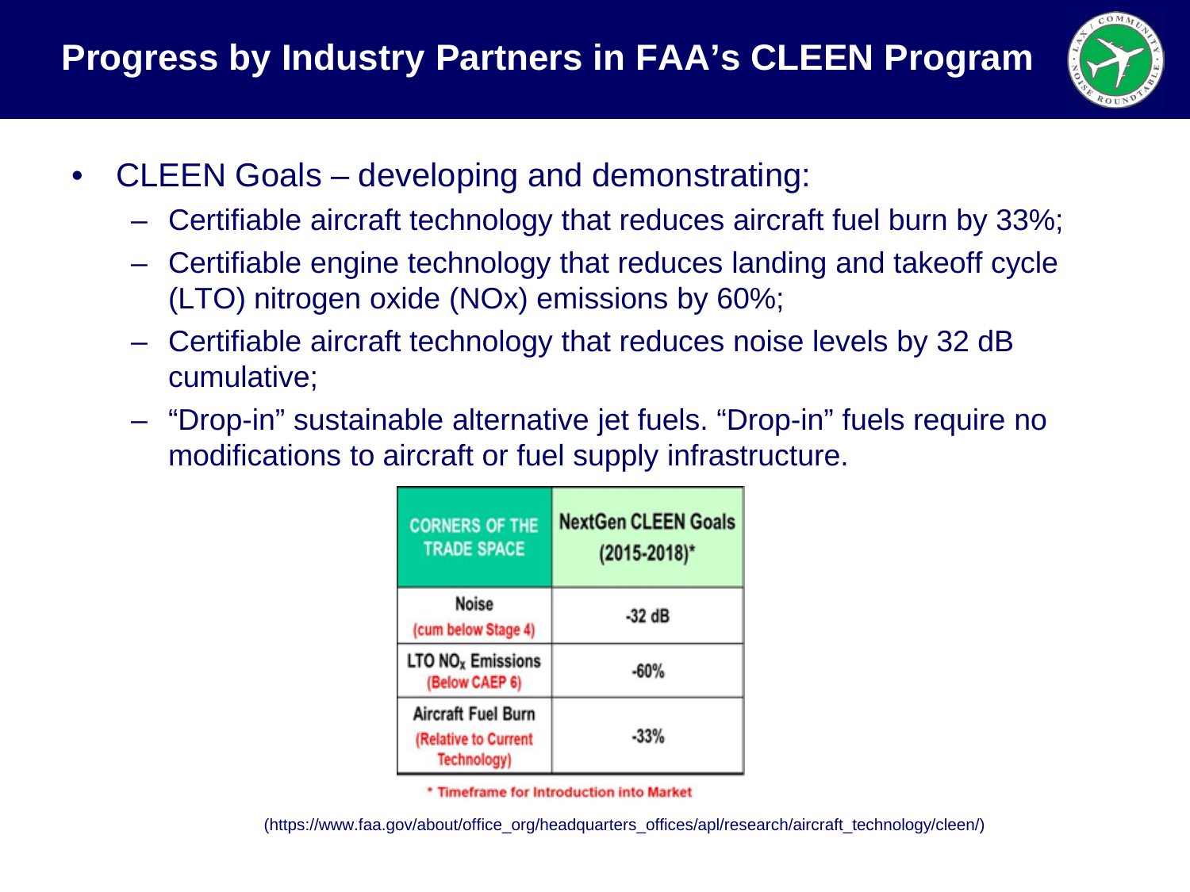# Progress by Industry Partners in FAA's CLEEN Program

- CLEEN Goals – developing and demonstrating:
  - Certifiable aircraft technology that reduces aircraft fuel burn by 33%;
  - Certifiable engine technology that reduces landing and takeoff cycle (LTO) nitrogen oxide (NOx) emissions by 60%;
  - Certifiable aircraft technology that reduces noise levels by 32 dB cumulative;
  - "Drop-in" sustainable alternative jet fuels. "Drop-in" fuels require no modifications to aircraft or fuel supply infrastructure.

| CORNERS OF THE TRADE SPACE | NextGen CLEEN Goals (2015-2018)* |
|---|---|
| Noise (cum below Stage 4) | -32 dB |
| LTO $NO_x$ Emissions (Below CAEP 6) | -60% |
| Aircraft Fuel Burn (Relative to Current Technology) | -33% |

\* Timeframe for Introduction into Market

(https://www.faa.gov/about/office_org/headquarters_offices/apl/research/aircraft_technology/cleen/)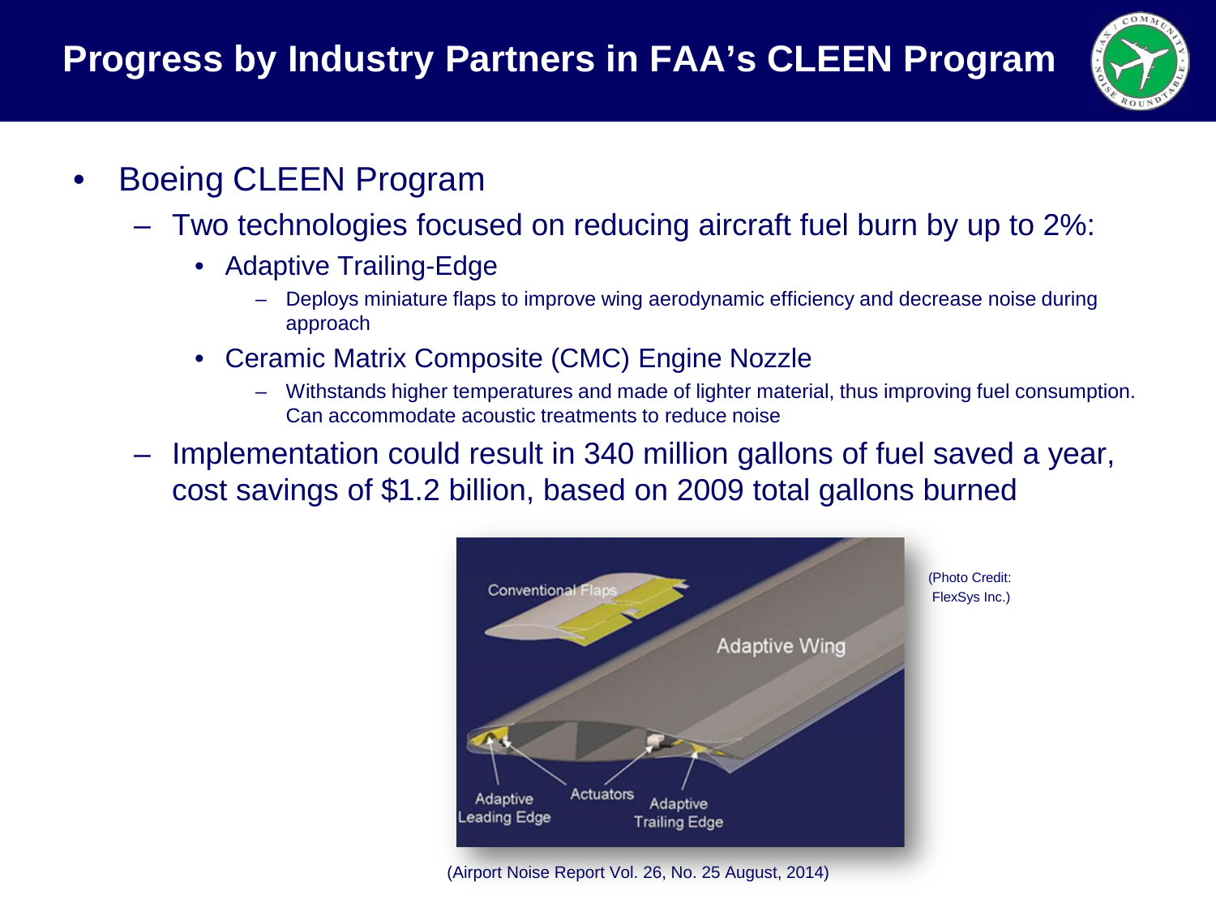# Progress by Industry Partners in FAA's CLEEN Program

- Boeing CLEEN Program
  - Two technologies focused on reducing aircraft fuel burn by up to 2%:
    - Adaptive Trailing-Edge
      - Deploys miniature flaps to improve wing aerodynamic efficiency and decrease noise during approach
    - Ceramic Matrix Composite (CMC) Engine Nozzle
      - Withstands higher temperatures and made of lighter material, thus improving fuel consumption. Can accommodate acoustic treatments to reduce noise
  - Implementation could result in 340 million gallons of fuel saved a year, cost savings of $1.2 billion, based on 2009 total gallons burned

(Photo Credit: FlexSys Inc.)

(Airport Noise Report Vol. 26, No. 25 August, 2014)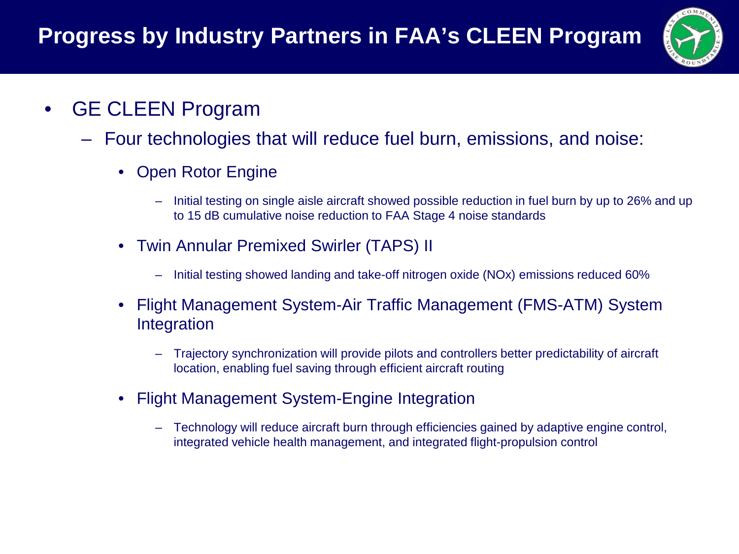# Progress by Industry Partners in FAA's CLEEN Program

- GE CLEEN Program
  - Four technologies that will reduce fuel burn, emissions, and noise:
    - Open Rotor Engine
      - Initial testing on single aisle aircraft showed possible reduction in fuel burn by up to 26% and up to 15 dB cumulative noise reduction to FAA Stage 4 noise standards
    - Twin Annular Premixed Swirler (TAPS) II
      - Initial testing showed landing and take-off nitrogen oxide (NOx) emissions reduced 60%
    - Flight Management System-Air Traffic Management (FMS-ATM) System Integration
      - Trajectory synchronization will provide pilots and controllers better predictability of aircraft location, enabling fuel saving through efficient aircraft routing
    - Flight Management System-Engine Integration
      - Technology will reduce aircraft burn through efficiencies gained by adaptive engine control, integrated vehicle health management, and integrated flight-propulsion control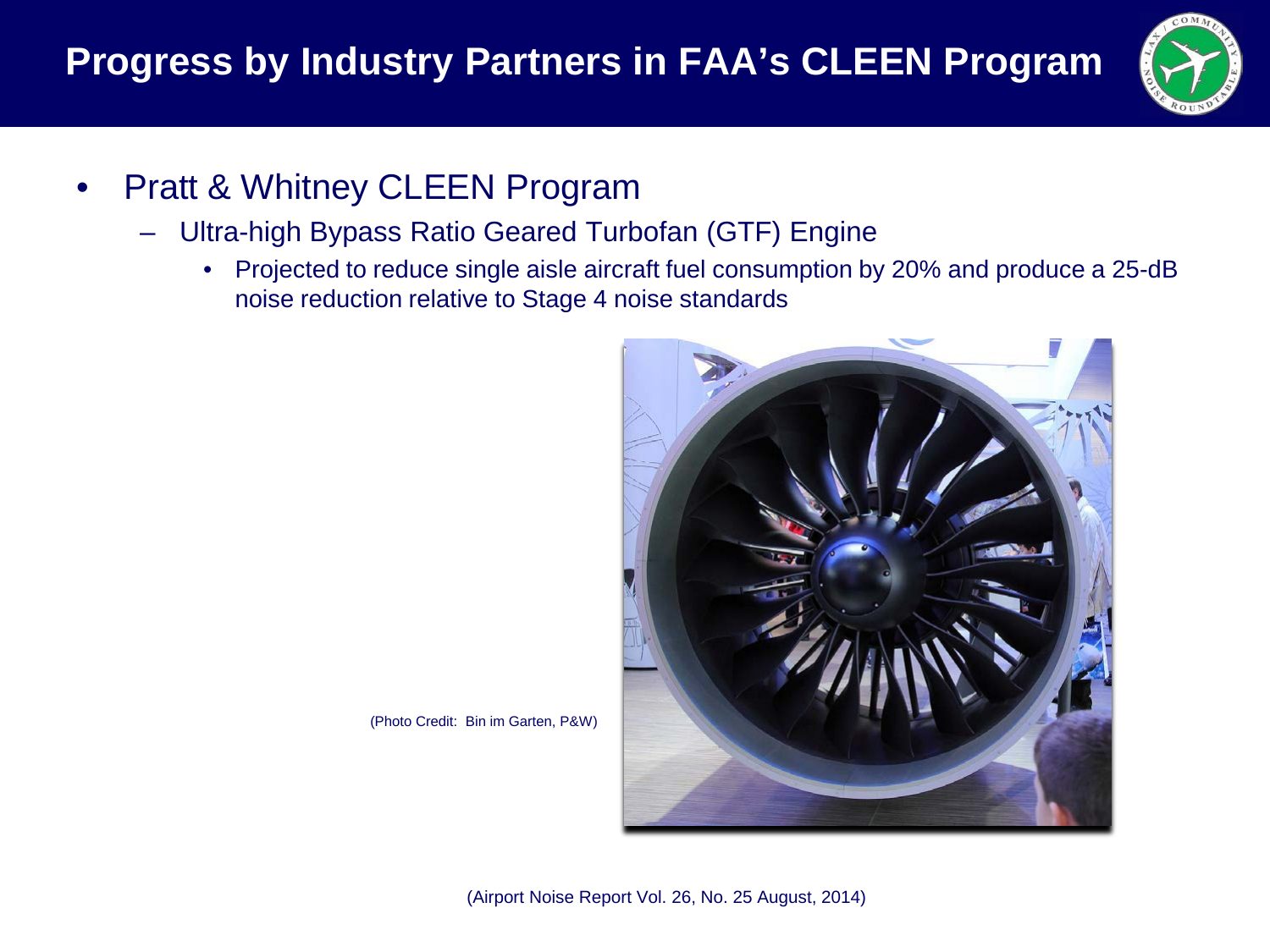# Progress by Industry Partners in FAA's CLEEN Program

- Pratt & Whitney CLEEN Program
  - Ultra-high Bypass Ratio Geared Turbofan (GTF) Engine
    - Projected to reduce single aisle aircraft fuel consumption by 20% and produce a 25-dB noise reduction relative to Stage 4 noise standards

(Photo Credit: Bin im Garten, P&W)

(Airport Noise Report Vol. 26, No. 25 August, 2014)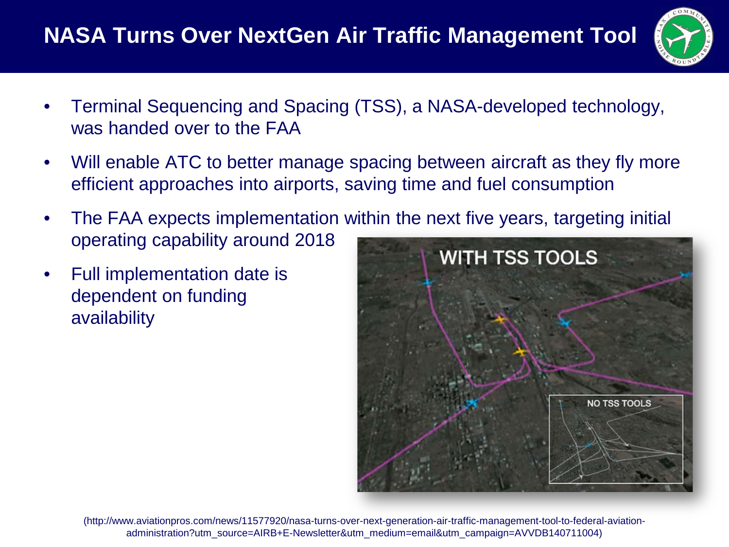# NASA Turns Over NextGen Air Traffic Management Tool

- Terminal Sequencing and Spacing (TSS), a NASA-developed technology, was handed over to the FAA
- Will enable ATC to better manage spacing between aircraft as they fly more efficient approaches into airports, saving time and fuel consumption
- The FAA expects implementation within the next five years, targeting initial operating capability around 2018
- Full implementation date is dependent on funding availability

(http://www.aviationpros.com/news/11577920/nasa-turns-over-next-generation-air-traffic-management-tool-to-federal-aviation-administration?utm_source=AIRB+E-Newsletter&utm_medium=email&utm_campaign=AVVDB140711004)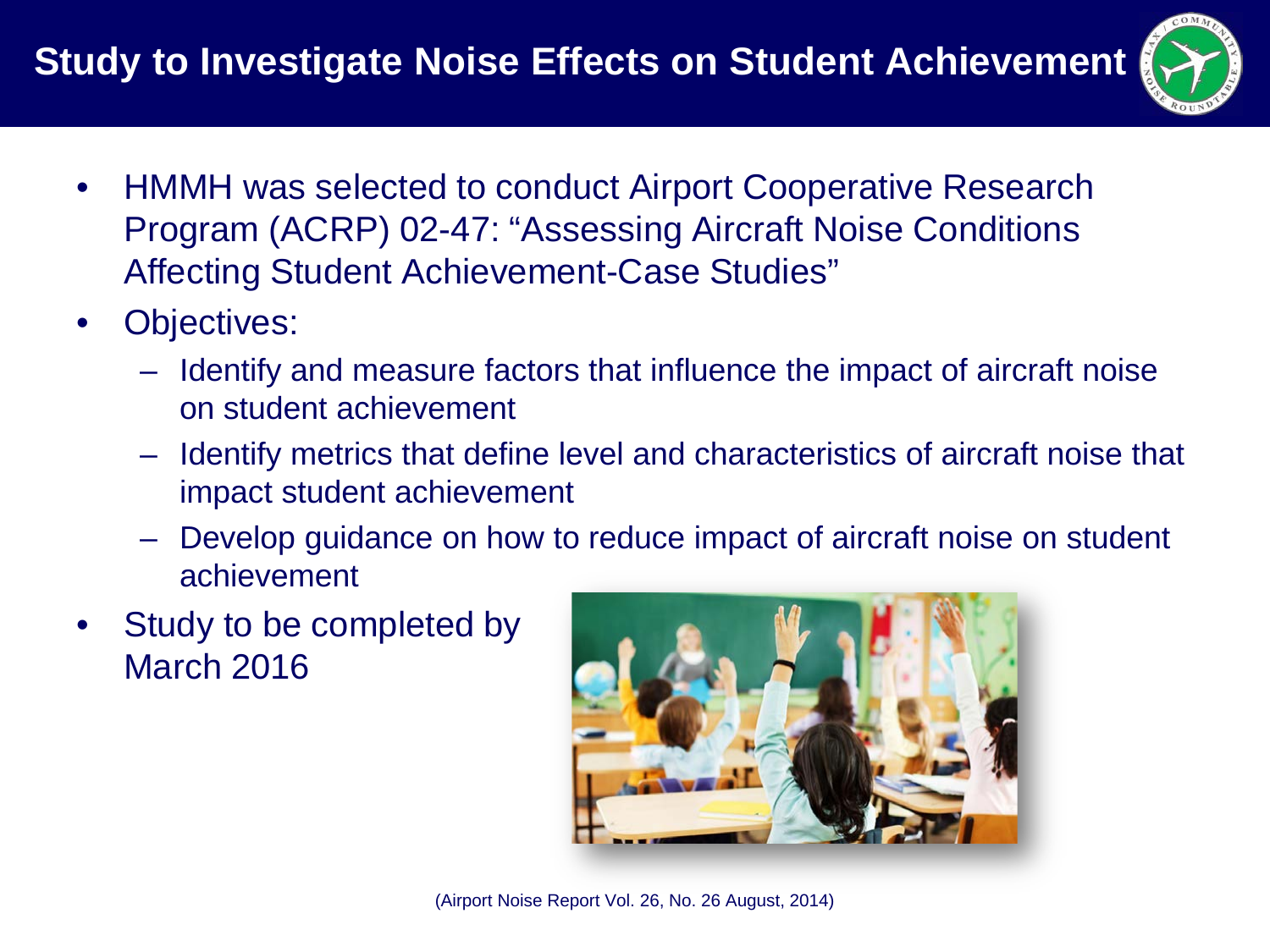# Study to Investigate Noise Effects on Student Achievement

- HMMH was selected to conduct Airport Cooperative Research Program (ACRP) 02-47: "Assessing Aircraft Noise Conditions Affecting Student Achievement-Case Studies"
- Objectives:
  - Identify and measure factors that influence the impact of aircraft noise on student achievement
  - Identify metrics that define level and characteristics of aircraft noise that impact student achievement
  - Develop guidance on how to reduce impact of aircraft noise on student achievement
- Study to be completed by March 2016

(Airport Noise Report Vol. 26, No. 26 August, 2014)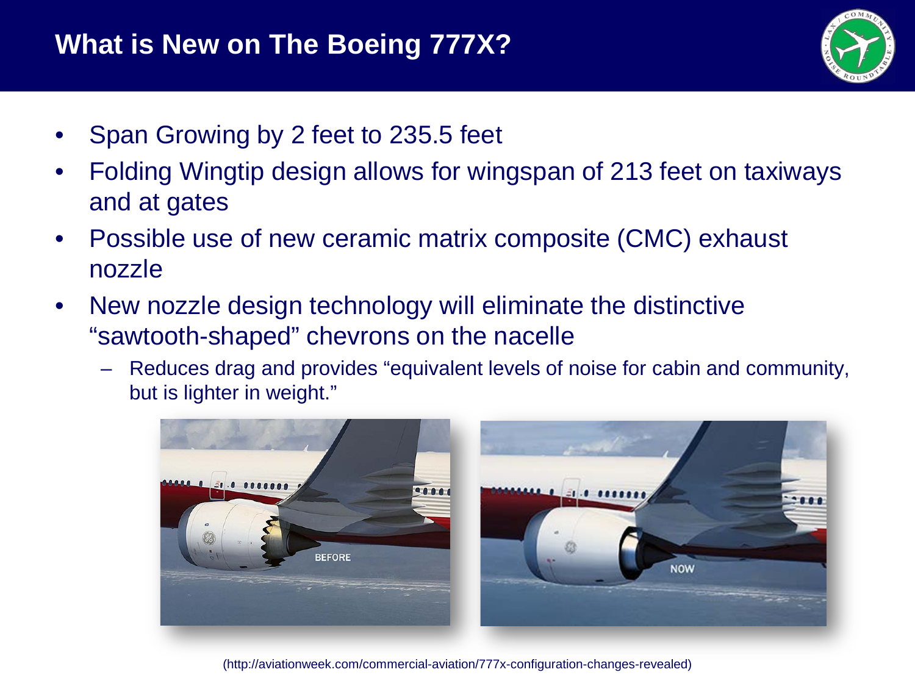# What is New on The Boeing 777X?

- Span Growing by 2 feet to 235.5 feet
- Folding Wingtip design allows for wingspan of 213 feet on taxiways and at gates
- Possible use of new ceramic matrix composite (CMC) exhaust nozzle
- New nozzle design technology will eliminate the distinctive "sawtooth-shaped" chevrons on the nacelle
  - Reduces drag and provides "equivalent levels of noise for cabin and community, but is lighter in weight."

(http://aviationweek.com/commercial-aviation/777x-configuration-changes-revealed)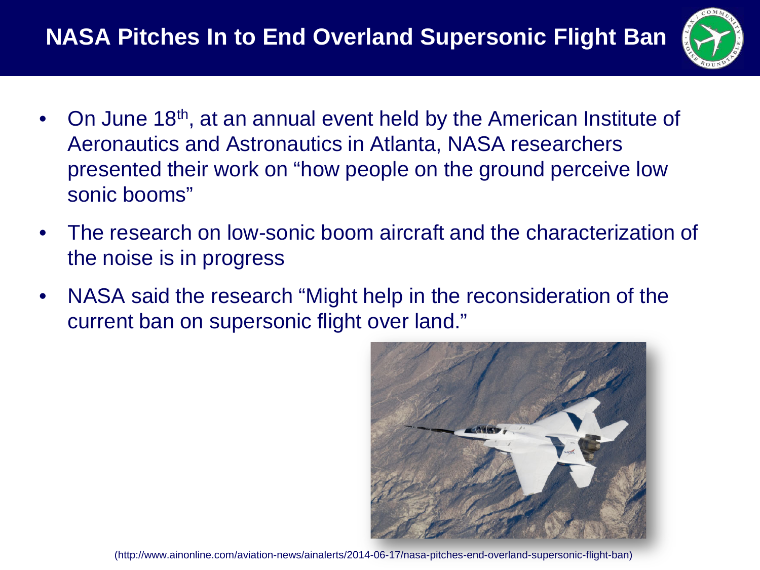# NASA Pitches In to End Overland Supersonic Flight Ban

- On June 18th, at an annual event held by the American Institute of Aeronautics and Astronautics in Atlanta, NASA researchers presented their work on "how people on the ground perceive low sonic booms"
- The research on low-sonic boom aircraft and the characterization of the noise is in progress
- NASA said the research "Might help in the reconsideration of the current ban on supersonic flight over land."

(http://www.ainonline.com/aviation-news/ainalerts/2014-06-17/nasa-pitches-end-overland-supersonic-flight-ban)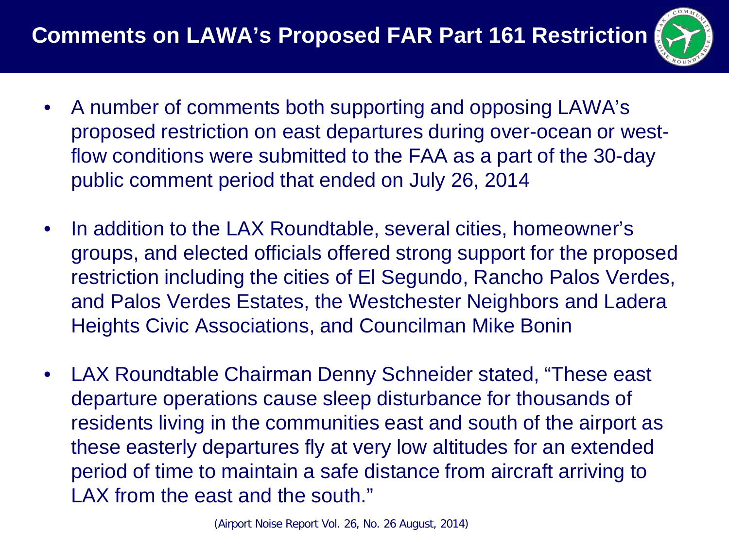# Comments on LAWA's Proposed FAR Part 161 Restriction

- A number of comments both supporting and opposing LAWA's proposed restriction on east departures during over-ocean or west-flow conditions were submitted to the FAA as a part of the 30-day public comment period that ended on July 26, 2014

- In addition to the LAX Roundtable, several cities, homeowner's groups, and elected officials offered strong support for the proposed restriction including the cities of El Segundo, Rancho Palos Verdes, and Palos Verdes Estates, the Westchester Neighbors and Ladera Heights Civic Associations, and Councilman Mike Bonin

- LAX Roundtable Chairman Denny Schneider stated, "These east departure operations cause sleep disturbance for thousands of residents living in the communities east and south of the airport as these easterly departures fly at very low altitudes for an extended period of time to maintain a safe distance from aircraft arriving to LAX from the east and the south."

(Airport Noise Report Vol. 26, No. 26 August, 2014)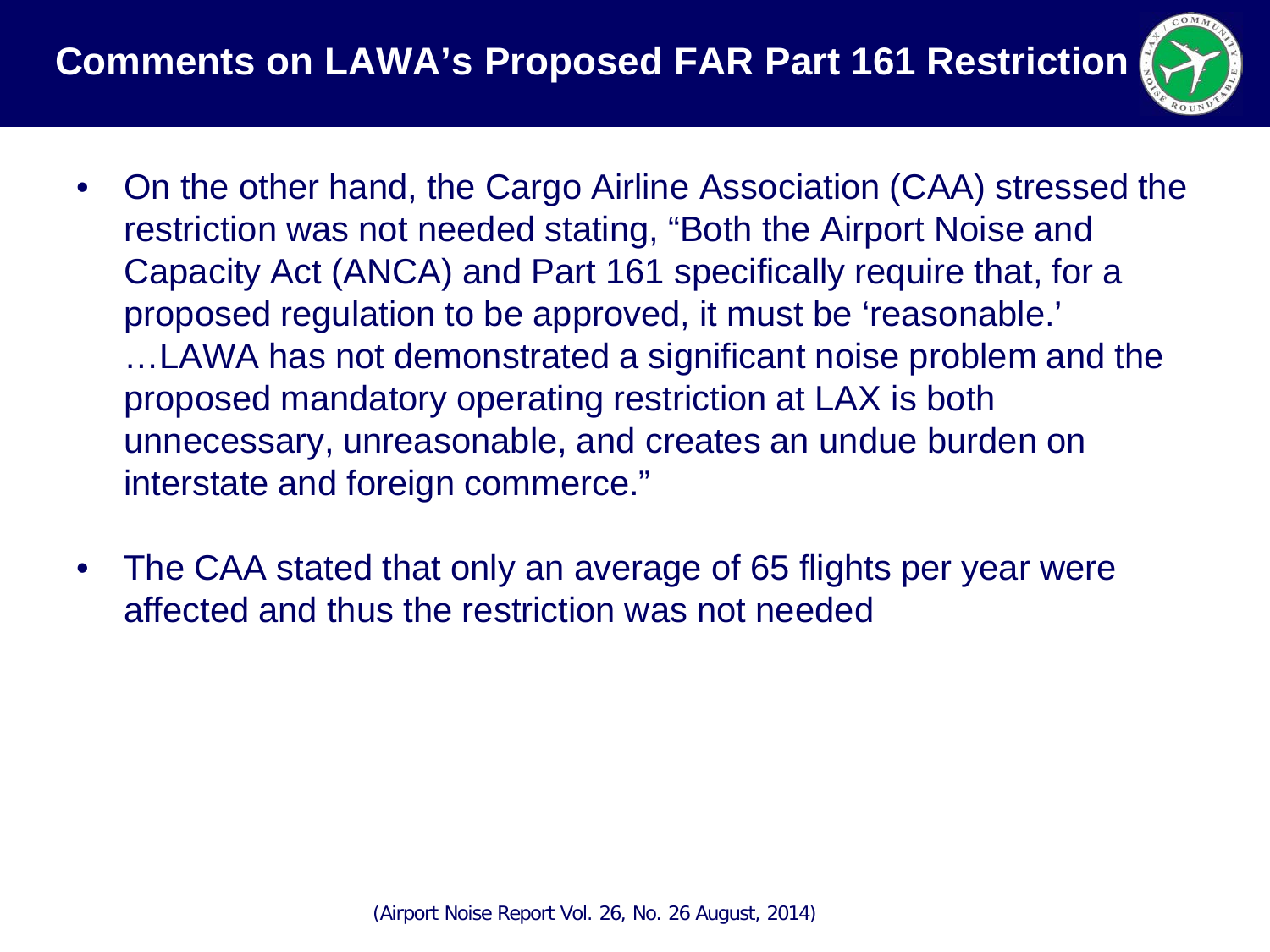# Comments on LAWA's Proposed FAR Part 161 Restriction

- On the other hand, the Cargo Airline Association (CAA) stressed the restriction was not needed stating, "Both the Airport Noise and Capacity Act (ANCA) and Part 161 specifically require that, for a proposed regulation to be approved, it must be 'reasonable.' …LAWA has not demonstrated a significant noise problem and the proposed mandatory operating restriction at LAX is both unnecessary, unreasonable, and creates an undue burden on interstate and foreign commerce."
- The CAA stated that only an average of 65 flights per year were affected and thus the restriction was not needed

(Airport Noise Report Vol. 26, No. 26 August, 2014)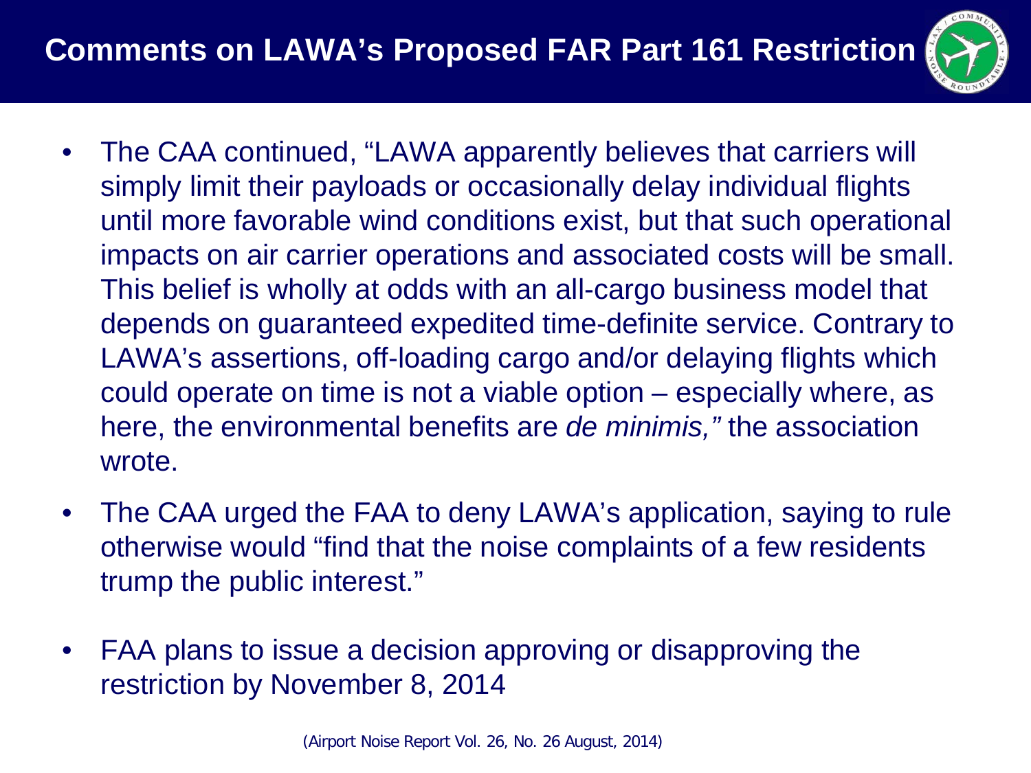# Comments on LAWA's Proposed FAR Part 161 Restriction

- The CAA continued, "LAWA apparently believes that carriers will simply limit their payloads or occasionally delay individual flights until more favorable wind conditions exist, but that such operational impacts on air carrier operations and associated costs will be small. This belief is wholly at odds with an all-cargo business model that depends on guaranteed expedited time-definite service. Contrary to LAWA's assertions, off-loading cargo and/or delaying flights which could operate on time is not a viable option – especially where, as here, the environmental benefits are *de minimis,"* the association wrote.
- The CAA urged the FAA to deny LAWA's application, saying to rule otherwise would "find that the noise complaints of a few residents trump the public interest."
- FAA plans to issue a decision approving or disapproving the restriction by November 8, 2014

(Airport Noise Report Vol. 26, No. 26 August, 2014)